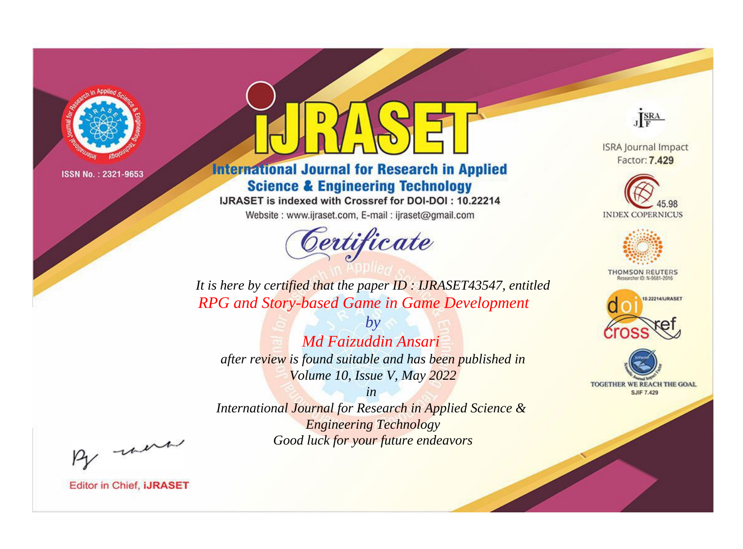ISSN No. : 2321-9653

# iJRASET

## International Journal for Research in Applied Science & Engineering Technology

IJRASET is indexed with Crossref for DOI-DOI : 10.22214

Website : www.ijraset.com, E-mail : ijraset@gmail.com

ISRA Journal Impact Factor: **7.429**

45.98 INDEX COPERNICUS

THOMSON REUTERS Researcher ID: N-9681-2016

10.22214/IJRASET

TOGETHER WE REACH THE GOAL SJIF 7.429

# *Certificate*

*It is here by certified that the paper ID : IJRASET43547, entitled*

*RPG and Story-based Game in Game Development*

*by*

*Md Faizuddin Ansari*

*after review is found suitable and has been published in*

*Volume 10, Issue V, May 2022*

*in*

*International Journal for Research in Applied Science & Engineering Technology*

*Good luck for your future endeavors*

Editor in Chief, **iJRASET**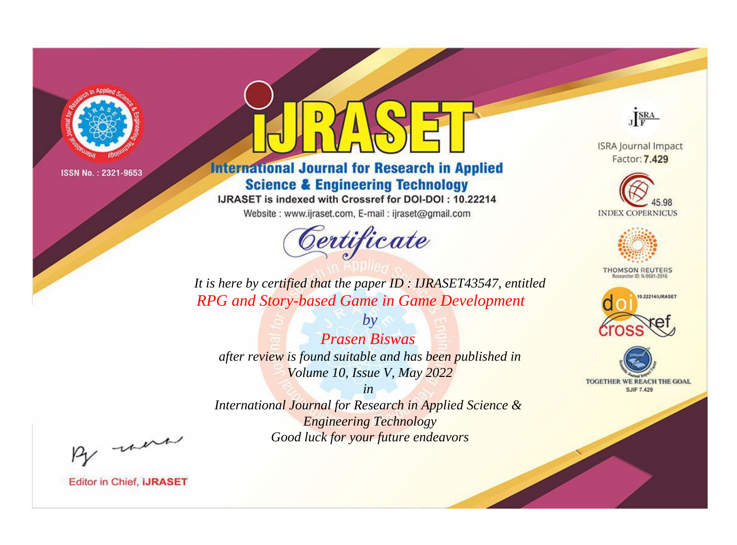ISSN No. : 2321-9653

# iJRASET

## International Journal for Research in Applied Science & Engineering Technology

IJRASET is indexed with Crossref for DOI-DOI : 10.22214

Website : www.ijraset.com, E-mail : ijraset@gmail.com

ISRA Journal Impact Factor: **7.429**

45.98 INDEX COPERNICUS

THOMSON REUTERS Researcher ID: N-9681-2016

10.22214/IJRASET

TOGETHER WE REACH THE GOAL SJIF 7.429

*Certificate*

*It is here by certified that the paper ID : IJRASET43547, entitled*

*RPG and Story-based Game in Game Development*

*by*

*Prasen Biswas*

*after review is found suitable and has been published in*

*Volume 10, Issue V, May 2022*

*in*

*International Journal for Research in Applied Science & Engineering Technology*

*Good luck for your future endeavors*

Editor in Chief, **iJRASET**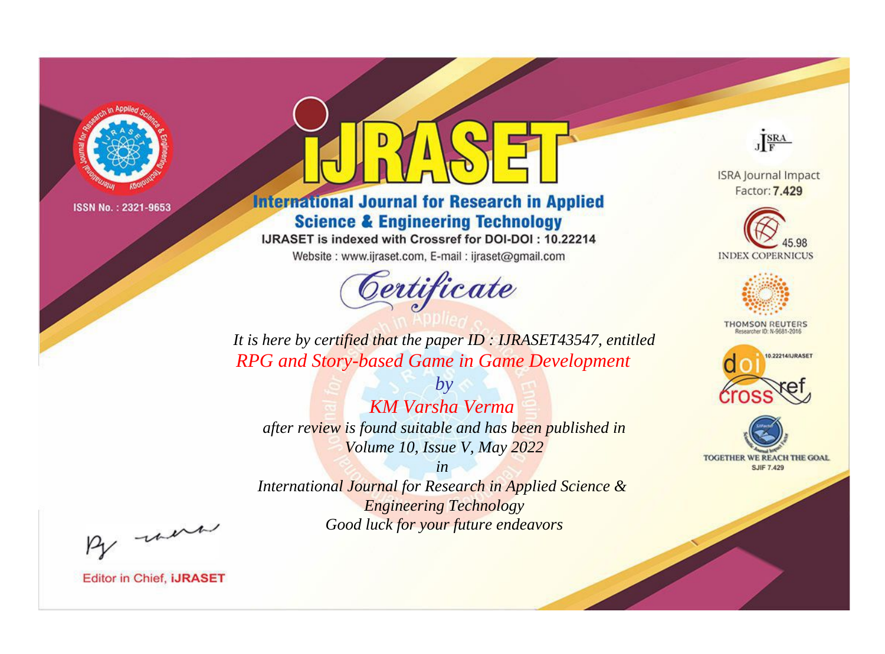ISSN No. : 2321-9653

# IJRASET

## International Journal for Research in Applied Science & Engineering Technology

IJRASET is indexed with Crossref for DOI-DOI : 10.22214

Website : www.ijraset.com, E-mail : ijraset@gmail.com

ISRA Journal Impact Factor: **7.429**

45.98 INDEX COPERNICUS

THOMSON REUTERS Researcher ID: N-9681-2016

10.22214/IJRASET

TOGETHER WE REACH THE GOAL SJIF 7.429

# *Certificate*

*It is here by certified that the paper ID : IJRASET43547, entitled*

*RPG and Story-based Game in Game Development*

*by*

*KM Varsha Verma*

*after review is found suitable and has been published in*

*Volume 10, Issue V, May 2022*

*in*

*International Journal for Research in Applied Science & Engineering Technology*

*Good luck for your future endeavors*

Editor in Chief, **iJRASET**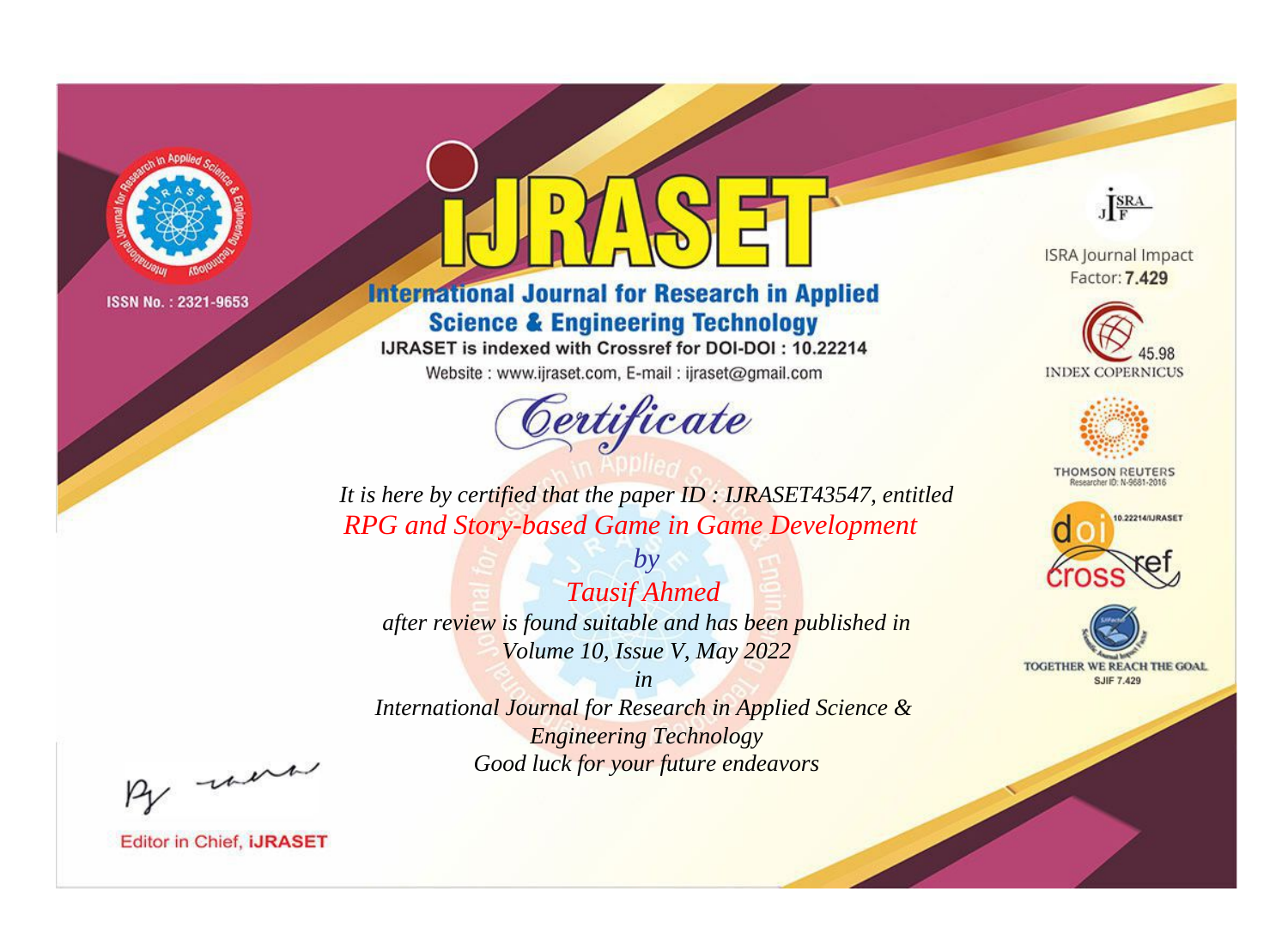ISSN No. : 2321-9653

# iJRASET

## International Journal for Research in Applied Science & Engineering Technology

IJRASET is indexed with Crossref for DOI-DOI : 10.22214

Website : www.ijraset.com, E-mail : ijraset@gmail.com

ISRA Journal Impact Factor: **7.429**

45.98 INDEX COPERNICUS

THOMSON REUTERS Researcher ID: N-9681-2016

10.22214/IJRASET

TOGETHER WE REACH THE GOAL SJIF 7.429

*Certificate*

*It is here by certified that the paper ID : IJRASET43547, entitled*

*RPG and Story-based Game in Game Development*

*by*

*Tausif Ahmed*

*after review is found suitable and has been published in*

*Volume 10, Issue V, May 2022*

*in*

*International Journal for Research in Applied Science & Engineering Technology*

*Good luck for your future endeavors*

Editor in Chief, **iJRASET**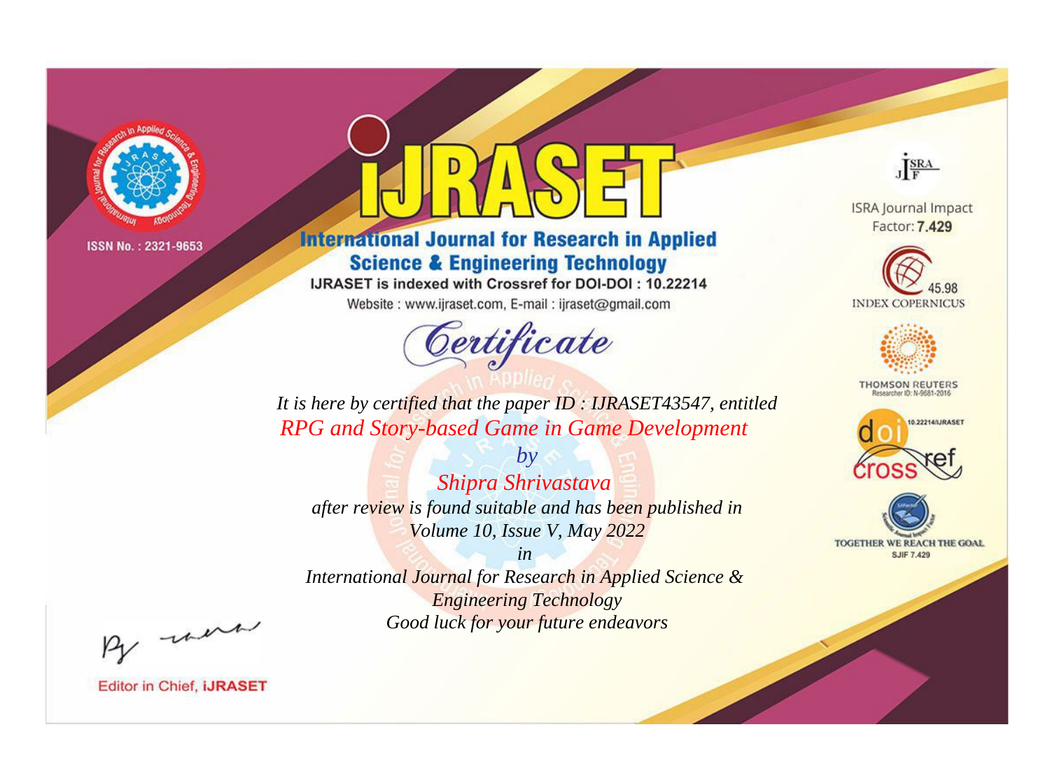ISSN No. : 2321-9653

# iJRASET

## International Journal for Research in Applied Science & Engineering Technology

IJRASET is indexed with Crossref for DOI-DOI : 10.22214

Website : www.ijraset.com, E-mail : ijraset@gmail.com

ISRA Journal Impact Factor: **7.429**

45.98 INDEX COPERNICUS

THOMSON REUTERS Researcher ID: N-9681-2016

10.22214/IJRASET

TOGETHER WE REACH THE GOAL SJIF 7.429

*Certificate*

*It is here by certified that the paper ID : IJRASET43547, entitled*

*RPG and Story-based Game in Game Development*

*by*

*Shipra Shrivastava*

*after review is found suitable and has been published in*

*Volume 10, Issue V, May 2022*

*in*

*International Journal for Research in Applied Science & Engineering Technology*

*Good luck for your future endeavors*

Editor in Chief, **iJRASET**